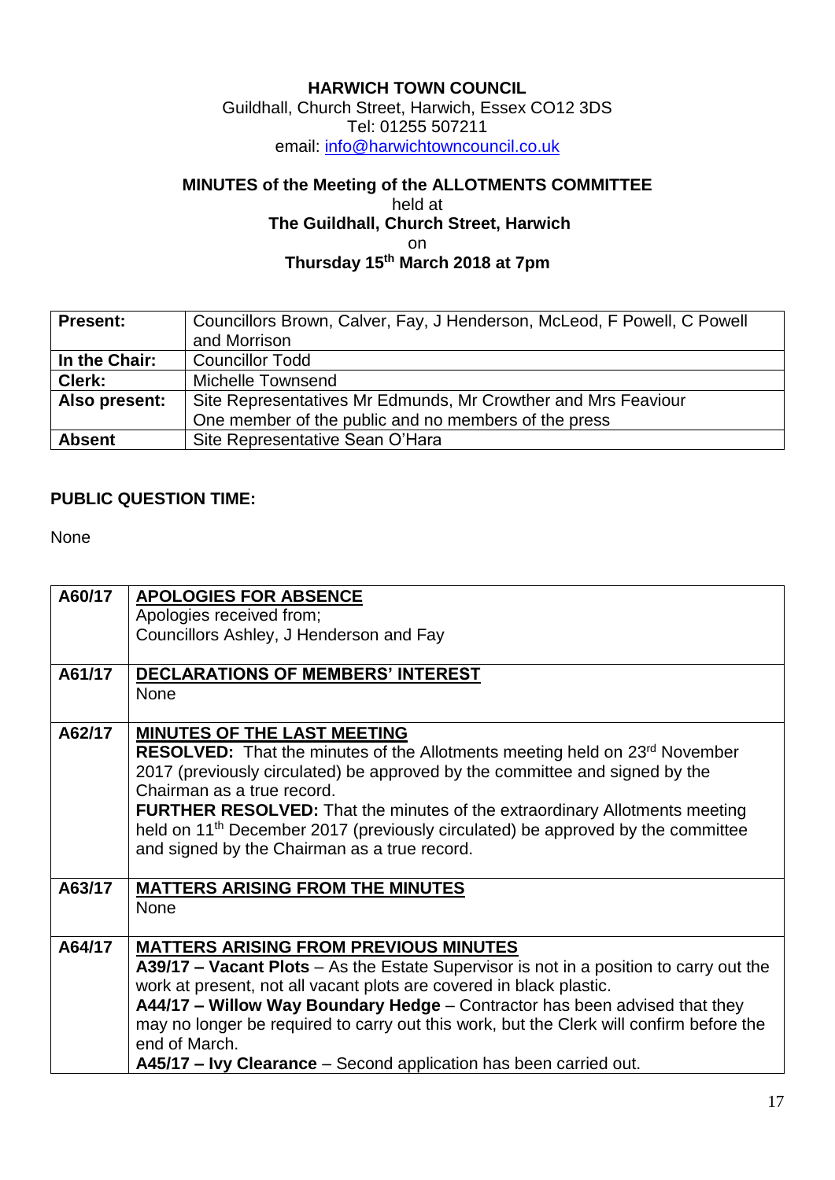**HARWICH TOWN COUNCIL**
Guildhall, Church Street, Harwich, Essex CO12 3DS
Tel: 01255 507211
email: info@harwichtowncouncil.co.uk

**MINUTES of the Meeting of the ALLOTMENTS COMMITTEE**
held at
**The Guildhall, Church Street, Harwich**
on
**Thursday 15th March 2018 at 7pm**

| | |
|---|---|
| **Present:** | Councillors Brown, Calver, Fay, J Henderson, McLeod, F Powell, C Powell and Morrison |
| **In the Chair:** | Councillor Todd |
| **Clerk:** | Michelle Townsend |
| **Also present:** | Site Representatives Mr Edmunds, Mr Crowther and Mrs Feaviour<br>One member of the public and no members of the press |
| **Absent** | Site Representative Sean O'Hara |

**PUBLIC QUESTION TIME:**

None

| | |
|---|---|
| A60/17 | **APOLOGIES FOR ABSENCE**<br>Apologies received from;<br>Councillors Ashley, J Henderson and Fay |
| A61/17 | **DECLARATIONS OF MEMBERS' INTEREST**<br>None |
| A62/17 | **MINUTES OF THE LAST MEETING**<br>**RESOLVED:** That the minutes of the Allotments meeting held on 23rd November 2017 (previously circulated) be approved by the committee and signed by the Chairman as a true record.<br>**FURTHER RESOLVED:** That the minutes of the extraordinary Allotments meeting held on 11th December 2017 (previously circulated) be approved by the committee and signed by the Chairman as a true record. |
| A63/17 | **MATTERS ARISING FROM THE MINUTES**<br>None |
| A64/17 | **MATTERS ARISING FROM PREVIOUS MINUTES**<br>**A39/17 – Vacant Plots** – As the Estate Supervisor is not in a position to carry out the work at present, not all vacant plots are covered in black plastic.<br>**A44/17 – Willow Way Boundary Hedge** – Contractor has been advised that they may no longer be required to carry out this work, but the Clerk will confirm before the end of March.<br>**A45/17 – Ivy Clearance** – Second application has been carried out. |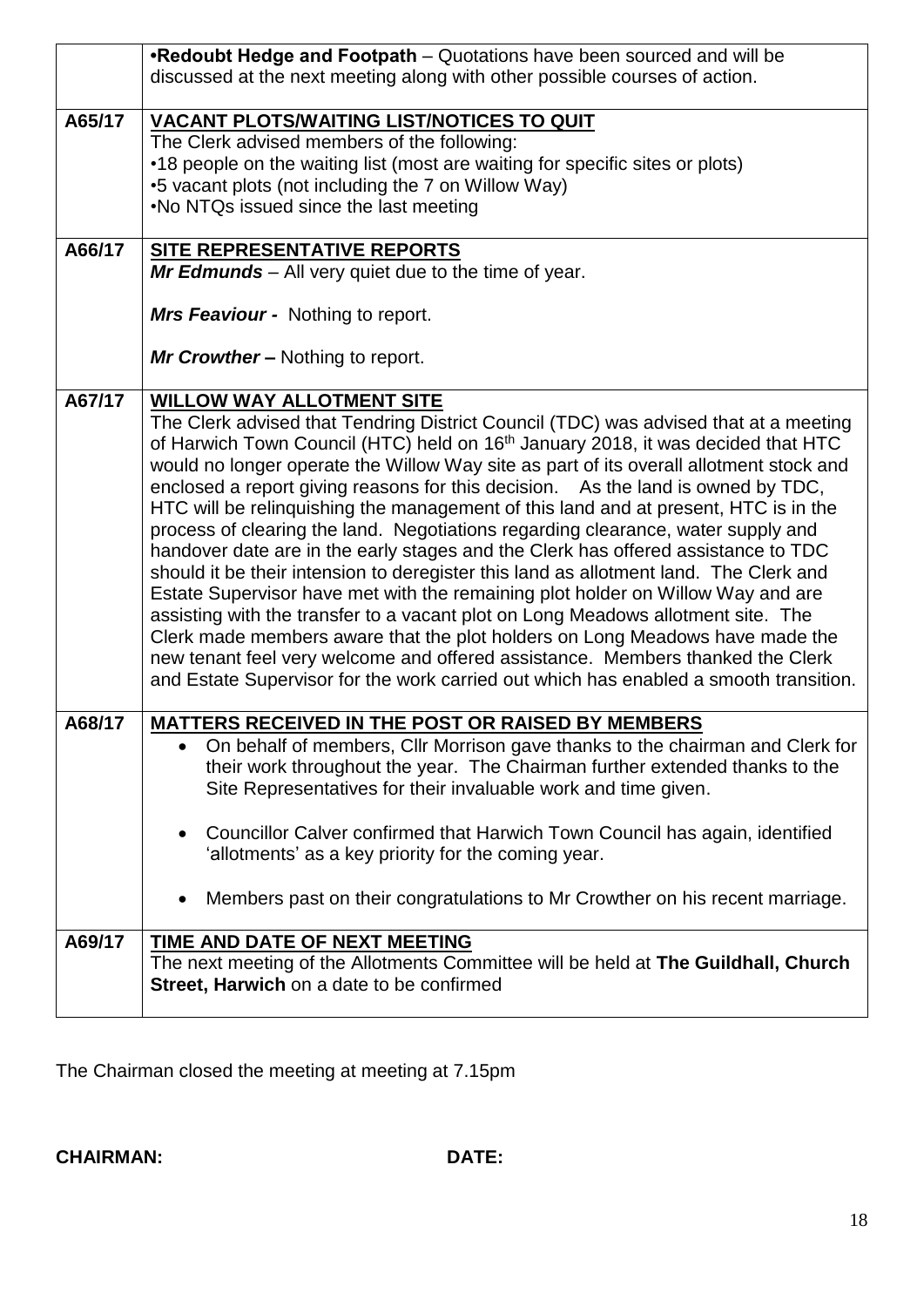| | |
|---|---|
| | **•Redoubt Hedge and Footpath** – Quotations have been sourced and will be discussed at the next meeting along with other possible courses of action. |
| **A65/17** | **<u>VACANT PLOTS/WAITING LIST/NOTICES TO QUIT</u>**<br>The Clerk advised members of the following:<br>•18 people on the waiting list (most are waiting for specific sites or plots)<br>•5 vacant plots (not including the 7 on Willow Way)<br>•No NTQs issued since the last meeting |
| **A66/17** | **<u>SITE REPRESENTATIVE REPORTS</u>**<br>***Mr Edmunds*** – All very quiet due to the time of year.<br><br>***Mrs Feaviour -*** Nothing to report.<br><br>***Mr Crowther –*** Nothing to report. |
| **A67/17** | **<u>WILLOW WAY ALLOTMENT SITE</u>**<br>The Clerk advised that Tendring District Council (TDC) was advised that at a meeting of Harwich Town Council (HTC) held on 16th January 2018, it was decided that HTC would no longer operate the Willow Way site as part of its overall allotment stock and enclosed a report giving reasons for this decision. As the land is owned by TDC, HTC will be relinquishing the management of this land and at present, HTC is in the process of clearing the land. Negotiations regarding clearance, water supply and handover date are in the early stages and the Clerk has offered assistance to TDC should it be their intension to deregister this land as allotment land. The Clerk and Estate Supervisor have met with the remaining plot holder on Willow Way and are assisting with the transfer to a vacant plot on Long Meadows allotment site. The Clerk made members aware that the plot holders on Long Meadows have made the new tenant feel very welcome and offered assistance. Members thanked the Clerk and Estate Supervisor for the work carried out which has enabled a smooth transition. |
| **A68/17** | **<u>MATTERS RECEIVED IN THE POST OR RAISED BY MEMBERS</u>**<br>• On behalf of members, Cllr Morrison gave thanks to the chairman and Clerk for their work throughout the year. The Chairman further extended thanks to the Site Representatives for their invaluable work and time given.<br><br>• Councillor Calver confirmed that Harwich Town Council has again, identified 'allotments' as a key priority for the coming year.<br><br>• Members past on their congratulations to Mr Crowther on his recent marriage. |
| **A69/17** | **<u>TIME AND DATE OF NEXT MEETING</u>**<br>The next meeting of the Allotments Committee will be held at **The Guildhall, Church Street, Harwich** on a date to be confirmed |

The Chairman closed the meeting at meeting at 7.15pm

**CHAIRMAN:** **DATE:**